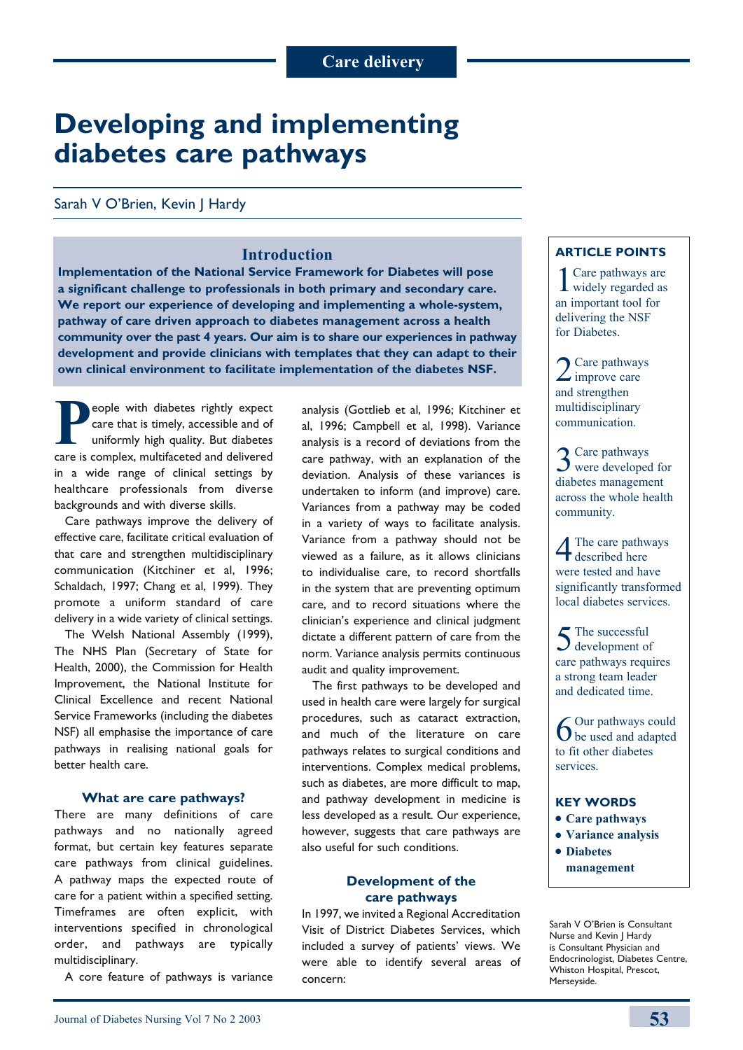Care delivery

# Developing and implementing diabetes care pathways

Sarah V O'Brien, Kevin J Hardy

## Introduction

**Implementation of the National Service Framework for Diabetes will pose a significant challenge to professionals in both primary and secondary care. We report our experience of developing and implementing a whole-system, pathway of care driven approach to diabetes management across a health community over the past 4 years. Our aim is to share our experiences in pathway development and provide clinicians with templates that they can adapt to their own clinical environment to facilitate implementation of the diabetes NSF.**

People with diabetes rightly expect care that is timely, accessible and of uniformly high quality. But diabetes care is complex, multifaceted and delivered in a wide range of clinical settings by healthcare professionals from diverse backgrounds and with diverse skills.

Care pathways improve the delivery of effective care, facilitate critical evaluation of that care and strengthen multidisciplinary communication (Kitchiner et al, 1996; Schaldach, 1997; Chang et al, 1999). They promote a uniform standard of care delivery in a wide variety of clinical settings.

The Welsh National Assembly (1999), The NHS Plan (Secretary of State for Health, 2000), the Commission for Health Improvement, the National Institute for Clinical Excellence and recent National Service Frameworks (including the diabetes NSF) all emphasise the importance of care pathways in realising national goals for better health care.

### What are care pathways?

There are many definitions of care pathways and no nationally agreed format, but certain key features separate care pathways from clinical guidelines. A pathway maps the expected route of care for a patient within a specified setting. Timeframes are often explicit, with interventions specified in chronological order, and pathways are typically multidisciplinary.

A core feature of pathways is variance analysis (Gottlieb et al, 1996; Kitchiner et al, 1996; Campbell et al, 1998). Variance analysis is a record of deviations from the care pathway, with an explanation of the deviation. Analysis of these variances is undertaken to inform (and improve) care. Variances from a pathway may be coded in a variety of ways to facilitate analysis. Variance from a pathway should not be viewed as a failure, as it allows clinicians to individualise care, to record shortfalls in the system that are preventing optimum care, and to record situations where the clinician's experience and clinical judgment dictate a different pattern of care from the norm. Variance analysis permits continuous audit and quality improvement.

The first pathways to be developed and used in health care were largely for surgical procedures, such as cataract extraction, and much of the literature on care pathways relates to surgical conditions and interventions. Complex medical problems, such as diabetes, are more difficult to map, and pathway development in medicine is less developed as a result. Our experience, however, suggests that care pathways are also useful for such conditions.

### Development of the care pathways

In 1997, we invited a Regional Accreditation Visit of District Diabetes Services, which included a survey of patients' views. We were able to identify several areas of concern:

---

**ARTICLE POINTS**

1. Care pathways are widely regarded as an important tool for delivering the NSF for Diabetes.
2. Care pathways improve care and strengthen multidisciplinary communication.
3. Care pathways were developed for diabetes management across the whole health community.
4. The care pathways described here were tested and have significantly transformed local diabetes services.
5. The successful development of care pathways requires a strong team leader and dedicated time.
6. Our pathways could be used and adapted to fit other diabetes services.

**KEY WORDS**

- Care pathways
- Variance analysis
- Diabetes management

Sarah V O'Brien is Consultant Nurse and Kevin J Hardy is Consultant Physician and Endocrinologist, Diabetes Centre, Whiston Hospital, Prescot, Merseyside.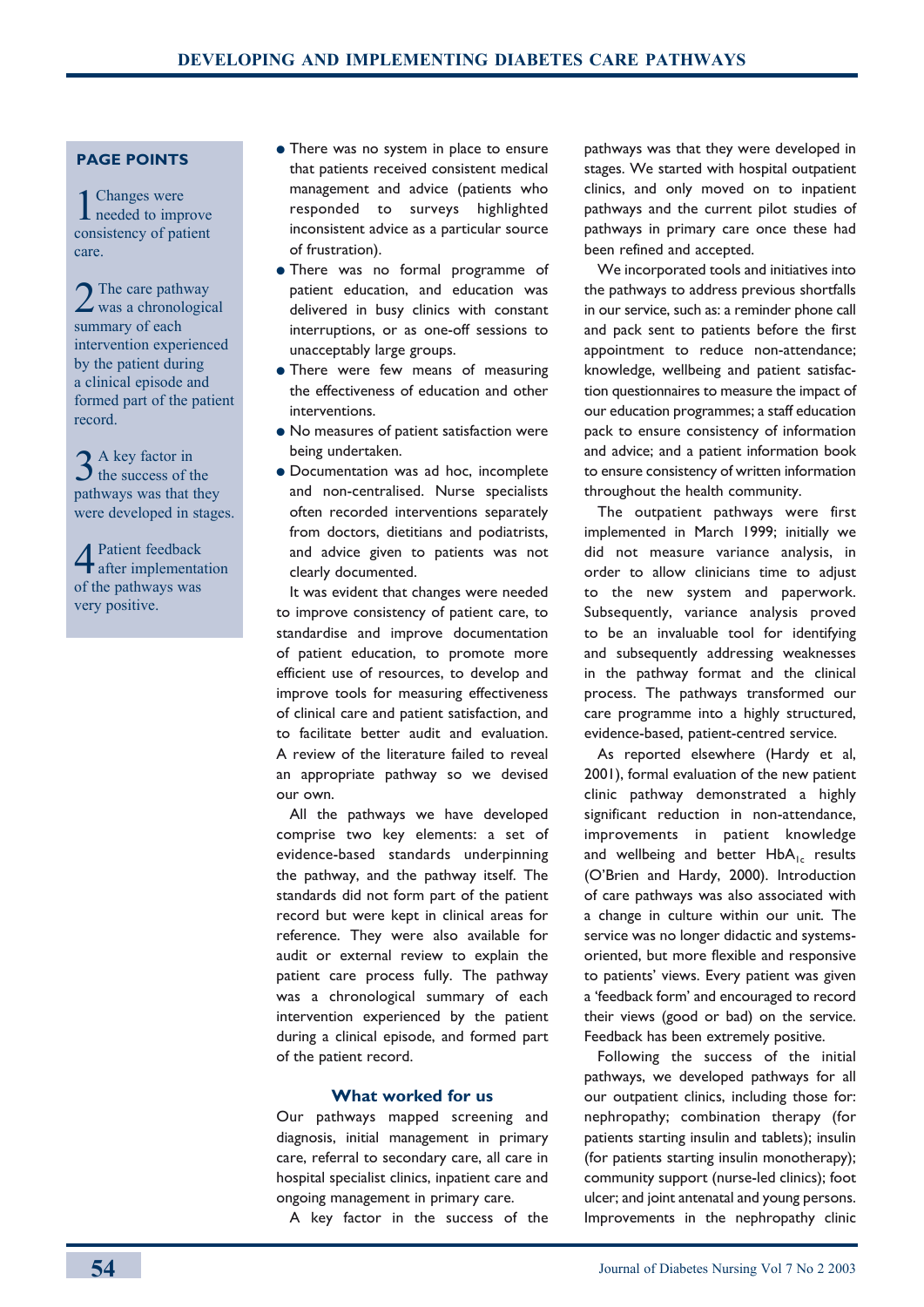## PAGE POINTS

1. Changes were needed to improve consistency of patient care.

2. The care pathway was a chronological summary of each intervention experienced by the patient during a clinical episode and formed part of the patient record.

3. A key factor in the success of the pathways was that they were developed in stages.

4. Patient feedback after implementation of the pathways was very positive.

- There was no system in place to ensure that patients received consistent medical management and advice (patients who responded to surveys highlighted inconsistent advice as a particular source of frustration).
- There was no formal programme of patient education, and education was delivered in busy clinics with constant interruptions, or as one-off sessions to unacceptably large groups.
- There were few means of measuring the effectiveness of education and other interventions.
- No measures of patient satisfaction were being undertaken.
- Documentation was ad hoc, incomplete and non-centralised. Nurse specialists often recorded interventions separately from doctors, dietitians and podiatrists, and advice given to patients was not clearly documented.

It was evident that changes were needed to improve consistency of patient care, to standardise and improve documentation of patient education, to promote more efficient use of resources, to develop and improve tools for measuring effectiveness of clinical care and patient satisfaction, and to facilitate better audit and evaluation. A review of the literature failed to reveal an appropriate pathway so we devised our own.

All the pathways we have developed comprise two key elements: a set of evidence-based standards underpinning the pathway, and the pathway itself. The standards did not form part of the patient record but were kept in clinical areas for reference. They were also available for audit or external review to explain the patient care process fully. The pathway was a chronological summary of each intervention experienced by the patient during a clinical episode, and formed part of the patient record.

### What worked for us

Our pathways mapped screening and diagnosis, initial management in primary care, referral to secondary care, all care in hospital specialist clinics, inpatient care and ongoing management in primary care.

A key factor in the success of the pathways was that they were developed in stages. We started with hospital outpatient clinics, and only moved on to inpatient pathways and the current pilot studies of pathways in primary care once these had been refined and accepted.

We incorporated tools and initiatives into the pathways to address previous shortfalls in our service, such as: a reminder phone call and pack sent to patients before the first appointment to reduce non-attendance; knowledge, wellbeing and patient satisfaction questionnaires to measure the impact of our education programmes; a staff education pack to ensure consistency of information and advice; and a patient information book to ensure consistency of written information throughout the health community.

The outpatient pathways were first implemented in March 1999; initially we did not measure variance analysis, in order to allow clinicians time to adjust to the new system and paperwork. Subsequently, variance analysis proved to be an invaluable tool for identifying and subsequently addressing weaknesses in the pathway format and the clinical process. The pathways transformed our care programme into a highly structured, evidence-based, patient-centred service.

As reported elsewhere (Hardy et al, 2001), formal evaluation of the new patient clinic pathway demonstrated a highly significant reduction in non-attendance, improvements in patient knowledge and wellbeing and better $HbA_{1c}$ results (O'Brien and Hardy, 2000). Introduction of care pathways was also associated with a change in culture within our unit. The service was no longer didactic and systems-oriented, but more flexible and responsive to patients' views. Every patient was given a 'feedback form' and encouraged to record their views (good or bad) on the service. Feedback has been extremely positive.

Following the success of the initial pathways, we developed pathways for all our outpatient clinics, including those for: nephropathy; combination therapy (for patients starting insulin and tablets); insulin (for patients starting insulin monotherapy); community support (nurse-led clinics); foot ulcer; and joint antenatal and young persons. Improvements in the nephropathy clinic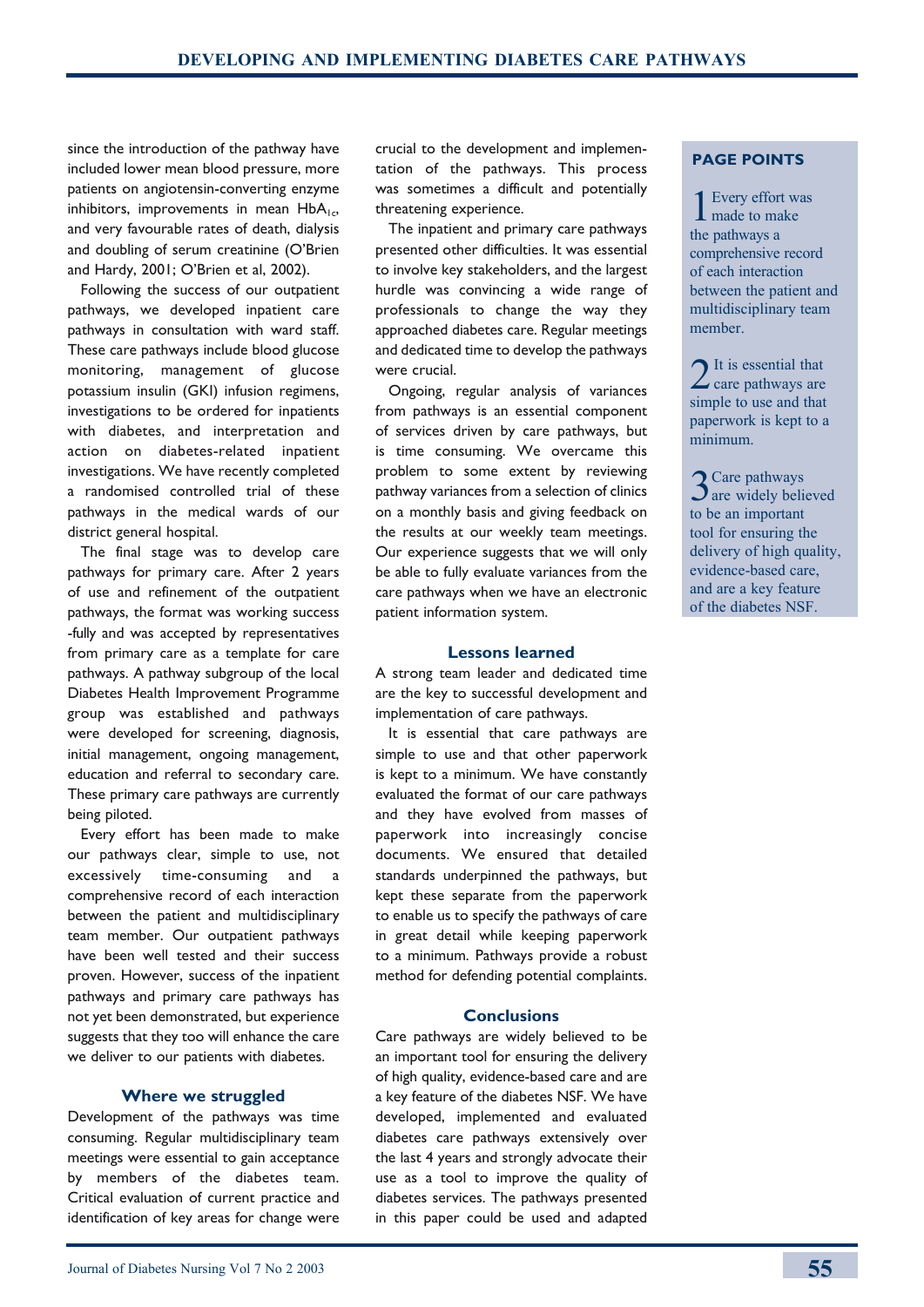since the introduction of the pathway have included lower mean blood pressure, more patients on angiotensin-converting enzyme inhibitors, improvements in mean $HbA_{1c}$, and very favourable rates of death, dialysis and doubling of serum creatinine (O'Brien and Hardy, 2001; O'Brien et al, 2002).

Following the success of our outpatient pathways, we developed inpatient care pathways in consultation with ward staff. These care pathways include blood glucose monitoring, management of glucose potassium insulin (GKI) infusion regimens, investigations to be ordered for inpatients with diabetes, and interpretation and action on diabetes-related inpatient investigations. We have recently completed a randomised controlled trial of these pathways in the medical wards of our district general hospital.

The final stage was to develop care pathways for primary care. After 2 years of use and refinement of the outpatient pathways, the format was working successfully and was accepted by representatives from primary care as a template for care pathways. A pathway subgroup of the local Diabetes Health Improvement Programme group was established and pathways were developed for screening, diagnosis, initial management, ongoing management, education and referral to secondary care. These primary care pathways are currently being piloted.

Every effort has been made to make our pathways clear, simple to use, not excessively time-consuming and a comprehensive record of each interaction between the patient and multidisciplinary team member. Our outpatient pathways have been well tested and their success proven. However, success of the inpatient pathways and primary care pathways has not yet been demonstrated, but experience suggests that they too will enhance the care we deliver to our patients with diabetes.

## Where we struggled

Development of the pathways was time consuming. Regular multidisciplinary team meetings were essential to gain acceptance by members of the diabetes team. Critical evaluation of current practice and identification of key areas for change were crucial to the development and implementation of the pathways. This process was sometimes a difficult and potentially threatening experience.

The inpatient and primary care pathways presented other difficulties. It was essential to involve key stakeholders, and the largest hurdle was convincing a wide range of professionals to change the way they approached diabetes care. Regular meetings and dedicated time to develop the pathways were crucial.

Ongoing, regular analysis of variances from pathways is an essential component of services driven by care pathways, but is time consuming. We overcame this problem to some extent by reviewing pathway variances from a selection of clinics on a monthly basis and giving feedback on the results at our weekly team meetings. Our experience suggests that we will only be able to fully evaluate variances from the care pathways when we have an electronic patient information system.

## Lessons learned

A strong team leader and dedicated time are the key to successful development and implementation of care pathways.

It is essential that care pathways are simple to use and that other paperwork is kept to a minimum. We have constantly evaluated the format of our care pathways and they have evolved from masses of paperwork into increasingly concise documents. We ensured that detailed standards underpinned the pathways, but kept these separate from the paperwork to enable us to specify the pathways of care in great detail while keeping paperwork to a minimum. Pathways provide a robust method for defending potential complaints.

## Conclusions

Care pathways are widely believed to be an important tool for ensuring the delivery of high quality, evidence-based care and are a key feature of the diabetes NSF. We have developed, implemented and evaluated diabetes care pathways extensively over the last 4 years and strongly advocate their use as a tool to improve the quality of diabetes services. The pathways presented in this paper could be used and adapted

### PAGE POINTS

1. Every effort was made to make the pathways a comprehensive record of each interaction between the patient and multidisciplinary team member.
2. It is essential that care pathways are simple to use and that paperwork is kept to a minimum.
3. Care pathways are widely believed to be an important tool for ensuring the delivery of high quality, evidence-based care, and are a key feature of the diabetes NSF.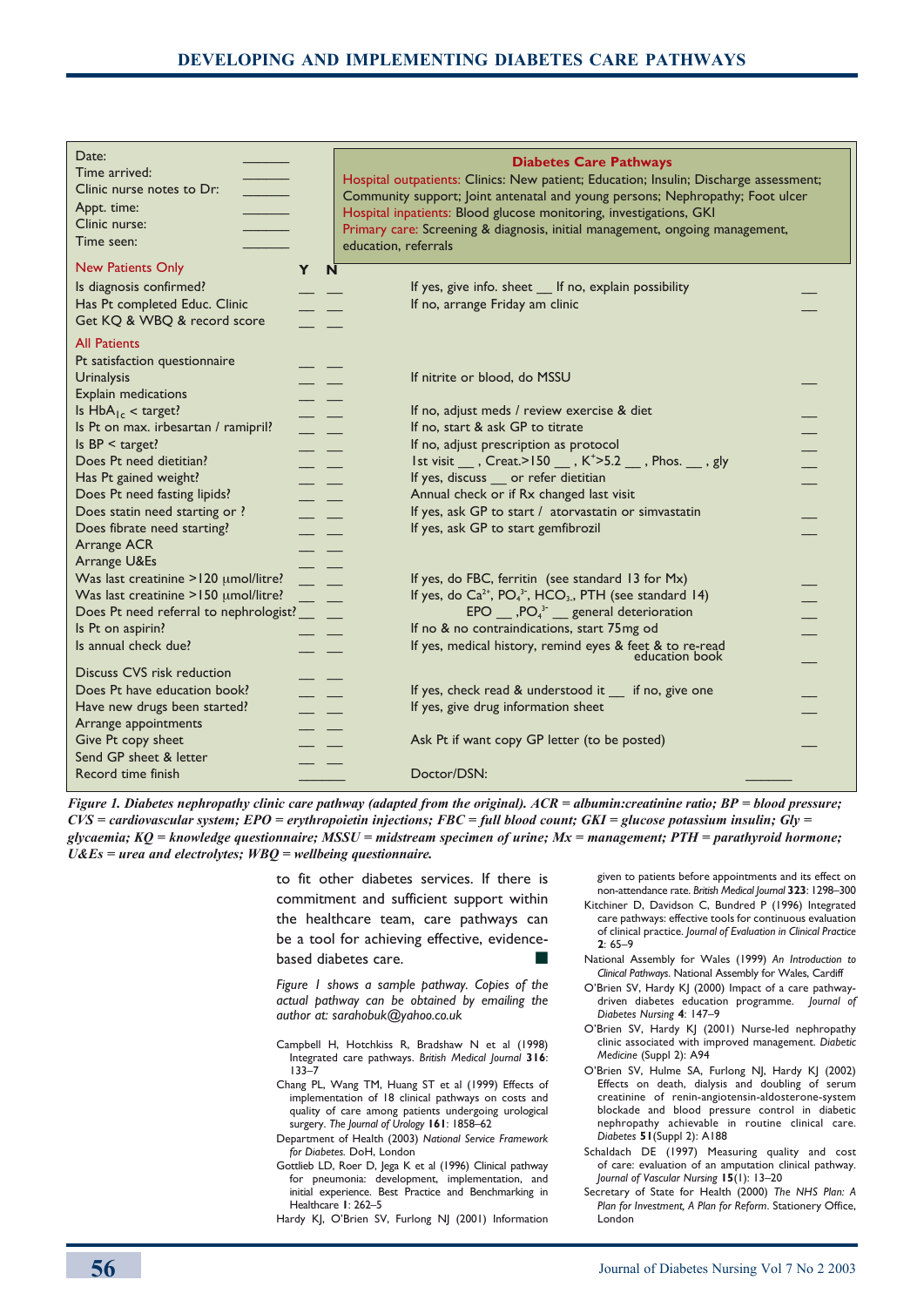| | | | | |
|---|---|---|---|---|
| Date: | ______ | | | |
| Time arrived: | ______ | | | |
| Clinic nurse notes to Dr: | ______ | | | |
| Appt. time: | ______ | | | |
| Clinic nurse: | ______ | | | |
| Time seen: | ______ | | | |

**Diabetes Care Pathways**

Hospital outpatients: Clinics: New patient; Education; Insulin; Discharge assessment; Community support; Joint antenatal and young persons; Nephropathy; Foot ulcer

Hospital inpatients: Blood glucose monitoring, investigations, GKI

Primary care: Screening & diagnosis, initial management, ongoing management, education, referrals

| New Patients Only | Y | N | | |
|---|---|---|---|---|
| Is diagnosis confirmed? | __ | __ | If yes, give info. sheet __ If no, explain possibility | __ |
| Has Pt completed Educ. Clinic | __ | __ | If no, arrange Friday am clinic | __ |
| Get KQ & WBQ & record score | __ | __ | | |
| **All Patients** | | | | |
| Pt satisfaction questionnaire | __ | __ | | |
| Urinalysis | __ | __ | If nitrite or blood, do MSSU | __ |
| Explain medications | __ | __ | | |
| Is $HbA_{1c}$ < target? | __ | __ | If no, adjust meds / review exercise & diet | __ |
| Is Pt on max. irbesartan / ramipril? | __ | __ | If no, start & ask GP to titrate | __ |
| Is BP < target? | __ | __ | If no, adjust prescription as protocol | __ |
| Does Pt need dietitian? | __ | __ | 1st visit __ , Creat.>150 __ , $K^+$>5.2 __ , Phos. __ , gly | __ |
| Has Pt gained weight? | __ | __ | If yes, discuss __ or refer dietitian | __ |
| Does Pt need fasting lipids? | __ | __ | Annual check or if Rx changed last visit | |
| Does statin need starting or ? | __ | __ | If yes, ask GP to start / atorvastatin or simvastatin | __ |
| Does fibrate need starting? | __ | __ | If yes, ask GP to start gemfibrozil | __ |
| Arrange ACR | __ | __ | | |
| Arrange U&Es | __ | __ | | |
| Was last creatinine >120 µmol/litre? | __ | __ | If yes, do FBC, ferritin (see standard 13 for Mx) | __ |
| Was last creatinine >150 µmol/litre? | __ | __ | If yes, do $Ca^{2+}$, $PO_4^{3-}$, $HCO_3$, PTH (see standard 14) | __ |
| Does Pt need referral to nephrologist? | __ | __ | EPO __ ,$PO_4^{3-}$ __ general deterioration | __ |
| Is Pt on aspirin? | __ | __ | If no & no contraindications, start 75mg od | __ |
| Is annual check due? | __ | __ | If yes, medical history, remind eyes & feet & to re-read education book | __ |
| Discuss CVS risk reduction | __ | __ | | |
| Does Pt have education book? | __ | __ | If yes, check read & understood it __ if no, give one | __ |
| Have new drugs been started? | __ | __ | If yes, give drug information sheet | __ |
| Arrange appointments | __ | __ | | |
| Give Pt copy sheet | __ | __ | Ask Pt if want copy GP letter (to be posted) | __ |
| Send GP sheet & letter | __ | __ | | |
| Record time finish | ______ | | Doctor/DSN: | ______ |

*Figure 1. Diabetes nephropathy clinic care pathway (adapted from the original). ACR = albumin:creatinine ratio; BP = blood pressure; CVS = cardiovascular system; EPO = erythropoietin injections; FBC = full blood count; GKI = glucose potassium insulin; Gly = glycaemia; KQ = knowledge questionnaire; MSSU = midstream specimen of urine; Mx = management; PTH = parathyroid hormone; U&Es = urea and electrolytes; WBQ = wellbeing questionnaire.*

to fit other diabetes services. If there is commitment and sufficient support within the healthcare team, care pathways can be a tool for achieving effective, evidence-based diabetes care. ■

*Figure 1 shows a sample pathway. Copies of the actual pathway can be obtained by emailing the author at: sarahobuk@yahoo.co.uk*

Campbell H, Hotchkiss R, Bradshaw N et al (1998) Integrated care pathways. *British Medical Journal* **316**: 133–7

Chang PL, Wang TM, Huang ST et al (1999) Effects of implementation of 18 clinical pathways on costs and quality of care among patients undergoing urological surgery. *The Journal of Urology* **161**: 1858–62

Department of Health (2003) *National Service Framework for Diabetes.* DoH, London

Gottlieb LD, Roer D, Jega K et al (1996) Clinical pathway for pneumonia: development, implementation, and initial experience. Best Practice and Benchmarking in Healthcare **1**: 262–5

Hardy KJ, O'Brien SV, Furlong NJ (2001) Information given to patients before appointments and its effect on non-attendance rate. *British Medical Journal* **323**: 1298–300

Kitchiner D, Davidson C, Bundred P (1996) Integrated care pathways: effective tools for continuous evaluation of clinical practice. *Journal of Evaluation in Clinical Practice* **2**: 65–9

National Assembly for Wales (1999) *An Introduction to Clinical Pathways.* National Assembly for Wales, Cardiff

O'Brien SV, Hardy KJ (2000) Impact of a care pathway-driven diabetes education programme. *Journal of Diabetes Nursing* **4**: 147–9

O'Brien SV, Hardy KJ (2001) Nurse-led nephropathy clinic associated with improved management. *Diabetic Medicine* (Suppl 2): A94

O'Brien SV, Hulme SA, Furlong NJ, Hardy KJ (2002) Effects on death, dialysis and doubling of serum creatinine of renin-angiotensin-aldosterone-system blockade and blood pressure control in diabetic nephropathy achievable in routine clinical care. *Diabetes* **51**(Suppl 2): A188

Schaldach DE (1997) Measuring quality and cost of care: evaluation of an amputation clinical pathway. *Journal of Vascular Nursing* **15**(1): 13–20

Secretary of State for Health (2000) *The NHS Plan: A Plan for Investment, A Plan for Reform*. Stationery Office, London